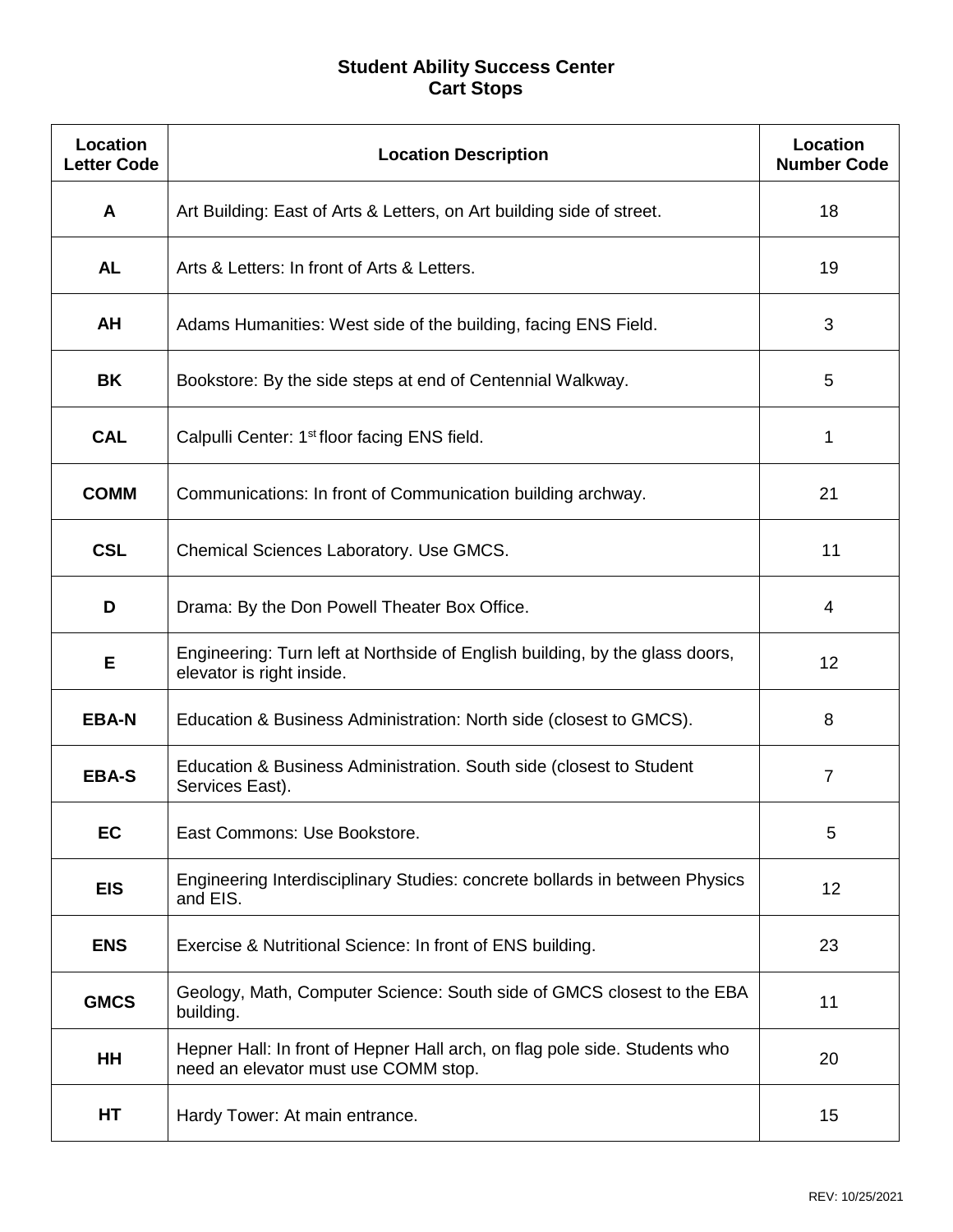# Student Ability Success Center
## Cart Stops

| Location Letter Code | Location Description | Location Number Code |
|---|---|---|
| **A** | Art Building: East of Arts & Letters, on Art building side of street. | 18 |
| **AL** | Arts & Letters: In front of Arts & Letters. | 19 |
| **AH** | Adams Humanities: West side of the building, facing ENS Field. | 3 |
| **BK** | Bookstore: By the side steps at end of Centennial Walkway. | 5 |
| **CAL** | Calpulli Center: 1st floor facing ENS field. | 1 |
| **COMM** | Communications: In front of Communication building archway. | 21 |
| **CSL** | Chemical Sciences Laboratory. Use GMCS. | 11 |
| **D** | Drama: By the Don Powell Theater Box Office. | 4 |
| **E** | Engineering: Turn left at Northside of English building, by the glass doors, elevator is right inside. | 12 |
| **EBA-N** | Education & Business Administration: North side (closest to GMCS). | 8 |
| **EBA-S** | Education & Business Administration. South side (closest to Student Services East). | 7 |
| **EC** | East Commons: Use Bookstore. | 5 |
| **EIS** | Engineering Interdisciplinary Studies: concrete bollards in between Physics and EIS. | 12 |
| **ENS** | Exercise & Nutritional Science: In front of ENS building. | 23 |
| **GMCS** | Geology, Math, Computer Science: South side of GMCS closest to the EBA building. | 11 |
| **HH** | Hepner Hall: In front of Hepner Hall arch, on flag pole side. Students who need an elevator must use COMM stop. | 20 |
| **HT** | Hardy Tower: At main entrance. | 15 |

REV: 10/25/2021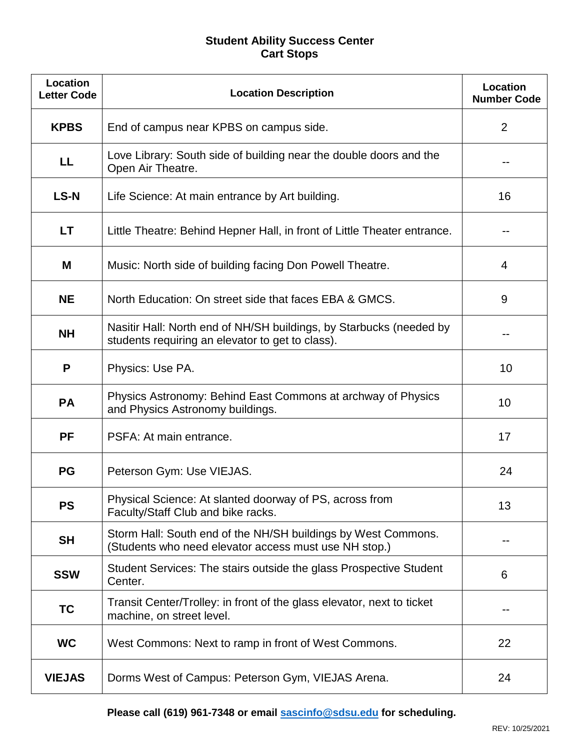**Student Ability Success Center**
**Cart Stops**

| Location Letter Code | Location Description | Location Number Code |
|---|---|---|
| **KPBS** | End of campus near KPBS on campus side. | 2 |
| **LL** | Love Library: South side of building near the double doors and the Open Air Theatre. | -- |
| **LS-N** | Life Science: At main entrance by Art building. | 16 |
| **LT** | Little Theatre: Behind Hepner Hall, in front of Little Theater entrance. | -- |
| **M** | Music: North side of building facing Don Powell Theatre. | 4 |
| **NE** | North Education: On street side that faces EBA & GMCS. | 9 |
| **NH** | Nasitir Hall: North end of NH/SH buildings, by Starbucks (needed by students requiring an elevator to get to class). | -- |
| **P** | Physics: Use PA. | 10 |
| **PA** | Physics Astronomy: Behind East Commons at archway of Physics and Physics Astronomy buildings. | 10 |
| **PF** | PSFA: At main entrance. | 17 |
| **PG** | Peterson Gym: Use VIEJAS. | 24 |
| **PS** | Physical Science: At slanted doorway of PS, across from Faculty/Staff Club and bike racks. | 13 |
| **SH** | Storm Hall: South end of the NH/SH buildings by West Commons. (Students who need elevator access must use NH stop.) | -- |
| **SSW** | Student Services: The stairs outside the glass Prospective Student Center. | 6 |
| **TC** | Transit Center/Trolley: in front of the glass elevator, next to ticket machine, on street level. | -- |
| **WC** | West Commons: Next to ramp in front of West Commons. | 22 |
| **VIEJAS** | Dorms West of Campus: Peterson Gym, VIEJAS Arena. | 24 |

**Please call (619) 961-7348 or email sascinfo@sdsu.edu for scheduling.**

REV: 10/25/2021